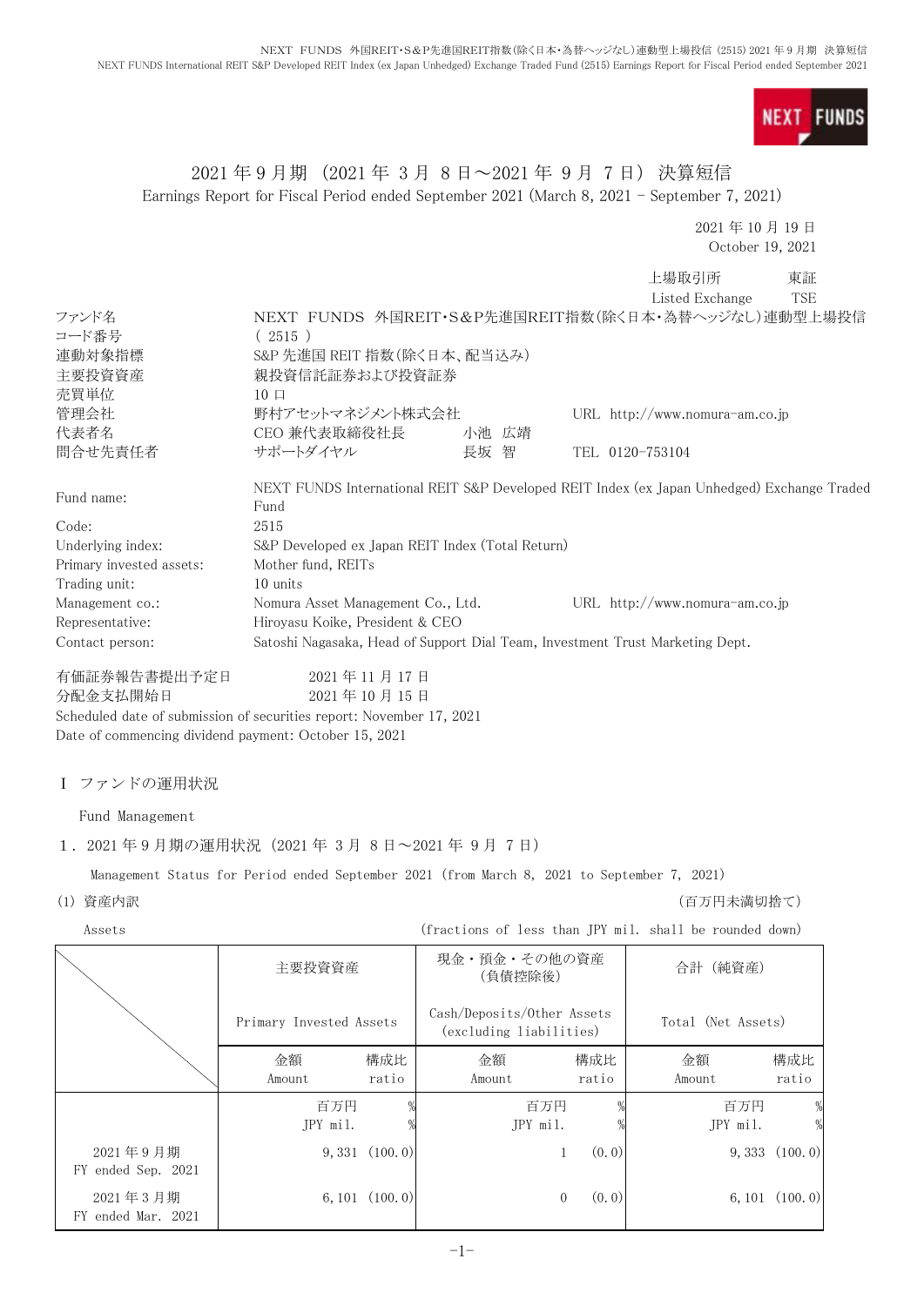# 2021 年 9 月期（2021 年 3 月 8 日～2021 年 9 月 7 日）決算短信

Earnings Report for Fiscal Period ended September 2021 (March 8, 2021 – September 7, 2021)

2021 年 10 月 19 日
October 19, 2021

上場取引所 東証
Listed Exchange TSE

| | | |
|---|---|---|
| ファンド名 | NEXT FUNDS 外国REIT・S&P先進国REIT指数(除く日本・為替ヘッジなし)連動型上場投信 | |
| コード番号 | ( 2515 ) | |
| 連動対象指標 | S&P 先進国 REIT 指数(除く日本、配当込み) | |
| 主要投資資産 | 親投資信託証券および投資証券 | |
| 売買単位 | 10 口 | |
| 管理会社 | 野村アセットマネジメント株式会社 | URL http://www.nomura-am.co.jp |
| 代表者名 | CEO 兼代表取締役社長 小池 広靖 | |
| 問合せ先責任者 | サポートダイヤル 長坂 智 | TEL 0120-753104 |

| | | |
|---|---|---|
| Fund name: | NEXT FUNDS International REIT S&P Developed REIT Index (ex Japan Unhedged) Exchange Traded Fund | |
| Code: | 2515 | |
| Underlying index: | S&P Developed ex Japan REIT Index (Total Return) | |
| Primary invested assets: | Mother fund, REITs | |
| Trading unit: | 10 units | |
| Management co.: | Nomura Asset Management Co., Ltd. | URL http://www.nomura-am.co.jp |
| Representative: | Hiroyasu Koike, President & CEO | |
| Contact person: | Satoshi Nagasaka, Head of Support Dial Team, Investment Trust Marketing Dept. | |

有価証券報告書提出予定日　　2021 年 11 月 17 日
分配金支払開始日　　2021 年 10 月 15 日
Scheduled date of submission of securities report: November 17, 2021
Date of commencing dividend payment: October 15, 2021

## Ⅰ ファンドの運用状況

Fund Management

### 1．2021 年 9 月期の運用状況（2021 年 3 月 8 日～2021 年 9 月 7 日）

Management Status for Period ended September 2021 (from March 8, 2021 to September 7, 2021)

(1) 資産内訳　　（百万円未満切捨て）

Assets　　(fractions of less than JPY mil. shall be rounded down)

| | 主要投資資産 Primary Invested Assets | | 現金・預金・その他の資産（負債控除後） Cash/Deposits/Other Assets (excluding liabilities) | | 合計（純資産） Total (Net Assets) | |
|---|---|---|---|---|---|---|
| | 金額 Amount | 構成比 ratio | 金額 Amount | 構成比 ratio | 金額 Amount | 構成比 ratio |
| | 百万円 JPY mil. | % | 百万円 JPY mil. | % | 百万円 JPY mil. | % |
| 2021 年 9 月期 FY ended Sep. 2021 | 9,331 | (100.0) | 1 | (0.0) | 9,333 | (100.0) |
| 2021 年 3 月期 FY ended Mar. 2021 | 6,101 | (100.0) | 0 | (0.0) | 6,101 | (100.0) |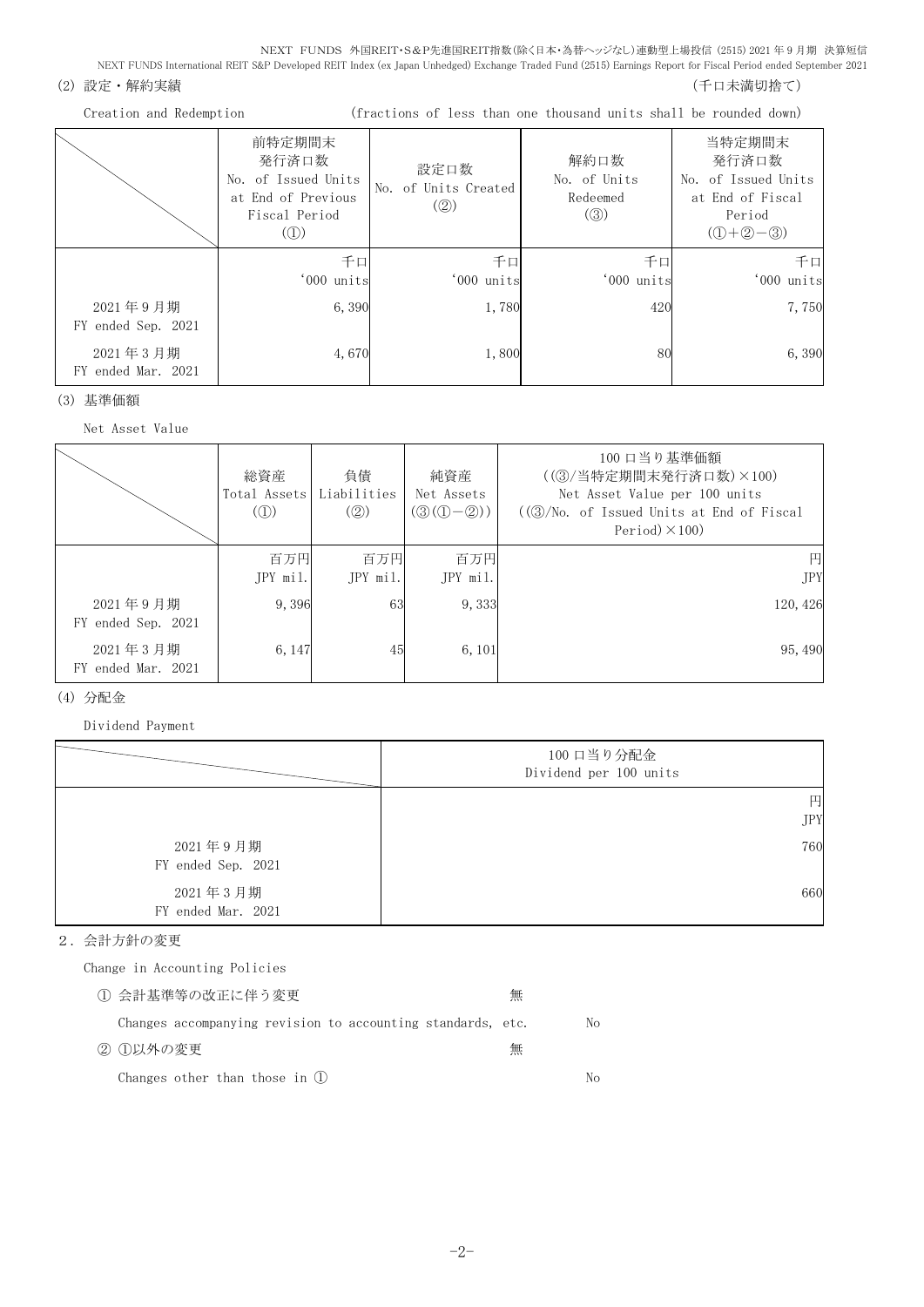(2) 設定・解約実績 (千口未満切捨て)

Creation and Redemption (fractions of less than one thousand units shall be rounded down)

| | 前特定期間末発行済口数 No. of Issued Units at End of Previous Fiscal Period (①) | 設定口数 No. of Units Created (②) | 解約口数 No. of Units Redeemed (③) | 当特定期間末発行済口数 No. of Issued Units at End of Fiscal Period (①+②−③) |
|---|---|---|---|---|
| | 千口 '000 units | 千口 '000 units | 千口 '000 units | 千口 '000 units |
| 2021年9月期 FY ended Sep. 2021 | 6,390 | 1,780 | 420 | 7,750 |
| 2021年3月期 FY ended Mar. 2021 | 4,670 | 1,800 | 80 | 6,390 |

(3) 基準価額

Net Asset Value

| | 総資産 Total Assets (①) | 負債 Liabilities (②) | 純資産 Net Assets (③(①−②)) | 100口当り基準価額 ((③/当特定期間末発行済口数)×100) Net Asset Value per 100 units ((③/No. of Issued Units at End of Fiscal Period)×100) |
|---|---|---|---|---|
| | 百万円 JPY mil. | 百万円 JPY mil. | 百万円 JPY mil. | 円 JPY |
| 2021年9月期 FY ended Sep. 2021 | 9,396 | 63 | 9,333 | 120,426 |
| 2021年3月期 FY ended Mar. 2021 | 6,147 | 45 | 6,101 | 95,490 |

(4) 分配金

Dividend Payment

| | 100口当り分配金 Dividend per 100 units |
|---|---|
| | 円 JPY |
| 2021年9月期 FY ended Sep. 2021 | 760 |
| 2021年3月期 FY ended Mar. 2021 | 660 |

2．会計方針の変更

Change in Accounting Policies

① 会計基準等の改正に伴う変更 無

Changes accompanying revision to accounting standards, etc. No

② ①以外の変更 無

Changes other than those in ① No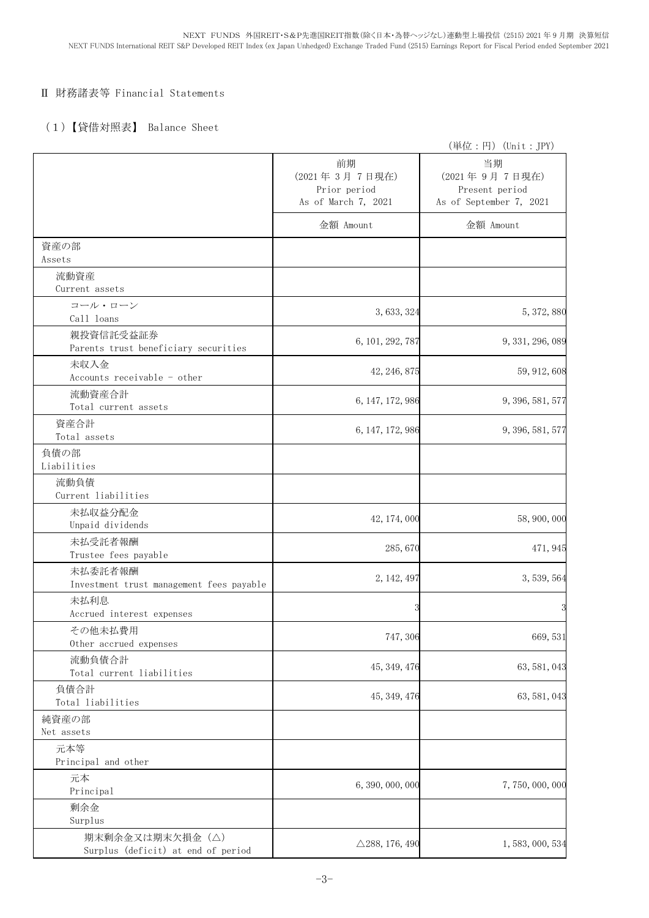## Ⅱ 財務諸表等 Financial Statements

### （1）【貸借対照表】 Balance Sheet

（単位：円） (Unit：JPY)

| | 前期<br>(2021年 3月 7日現在)<br>Prior period<br>As of March 7, 2021 | 当期<br>(2021年 9月 7日現在)<br>Present period<br>As of September 7, 2021 |
|---|---|---|
| | 金額 Amount | 金額 Amount |
| 資産の部<br>Assets | | |
| 流動資産<br>Current assets | | |
| コール・ローン<br>Call loans | 3,633,324 | 5,372,880 |
| 親投資信託受益証券<br>Parents trust beneficiary securities | 6,101,292,787 | 9,331,296,089 |
| 未収入金<br>Accounts receivable - other | 42,246,875 | 59,912,608 |
| 流動資産合計<br>Total current assets | 6,147,172,986 | 9,396,581,577 |
| 資産合計<br>Total assets | 6,147,172,986 | 9,396,581,577 |
| 負債の部<br>Liabilities | | |
| 流動負債<br>Current liabilities | | |
| 未払収益分配金<br>Unpaid dividends | 42,174,000 | 58,900,000 |
| 未払受託者報酬<br>Trustee fees payable | 285,670 | 471,945 |
| 未払委託者報酬<br>Investment trust management fees payable | 2,142,497 | 3,539,564 |
| 未払利息<br>Accrued interest expenses | 3 | 3 |
| その他未払費用<br>Other accrued expenses | 747,306 | 669,531 |
| 流動負債合計<br>Total current liabilities | 45,349,476 | 63,581,043 |
| 負債合計<br>Total liabilities | 45,349,476 | 63,581,043 |
| 純資産の部<br>Net assets | | |
| 元本等<br>Principal and other | | |
| 元本<br>Principal | 6,390,000,000 | 7,750,000,000 |
| 剰余金<br>Surplus | | |
| 期末剰余金又は期末欠損金（△）<br>Surplus (deficit) at end of period | △288,176,490 | 1,583,000,534 |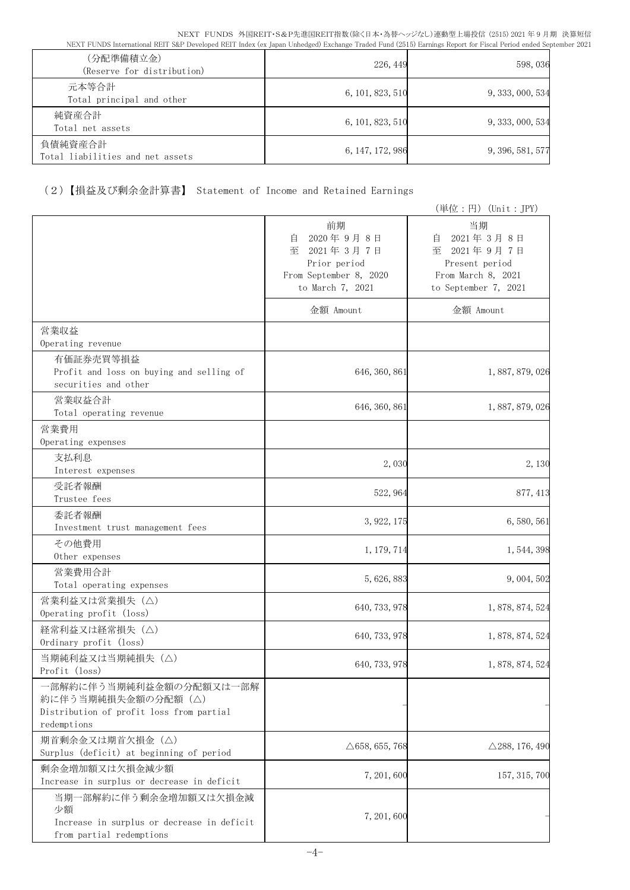| | | |
|---|---|---|
| （分配準備積立金）<br>(Reserve for distribution) | 226,449 | 598,036 |
| 元本等合計<br>Total principal and other | 6,101,823,510 | 9,333,000,534 |
| 純資産合計<br>Total net assets | 6,101,823,510 | 9,333,000,534 |
| 負債純資産合計<br>Total liabilities and net assets | 6,147,172,986 | 9,396,581,577 |

## （2）【損益及び剰余金計算書】 Statement of Income and Retained Earnings

（単位：円）(Unit：JPY)

| | 前期<br>自 2020年9月8日<br>至 2021年3月7日<br>Prior period<br>From September 8, 2020<br>to March 7, 2021 | 当期<br>自 2021年3月8日<br>至 2021年9月7日<br>Present period<br>From March 8, 2021<br>to September 7, 2021 |
|---|---|---|
| | 金額 Amount | 金額 Amount |
| 営業収益<br>Operating revenue | | |
| 有価証券売買等損益<br>Profit and loss on buying and selling of securities and other | 646,360,861 | 1,887,879,026 |
| 営業収益合計<br>Total operating revenue | 646,360,861 | 1,887,879,026 |
| 営業費用<br>Operating expenses | | |
| 支払利息<br>Interest expenses | 2,030 | 2,130 |
| 受託者報酬<br>Trustee fees | 522,964 | 877,413 |
| 委託者報酬<br>Investment trust management fees | 3,922,175 | 6,580,561 |
| その他費用<br>Other expenses | 1,179,714 | 1,544,398 |
| 営業費用合計<br>Total operating expenses | 5,626,883 | 9,004,502 |
| 営業利益又は営業損失（△）<br>Operating profit (loss) | 640,733,978 | 1,878,874,524 |
| 経常利益又は経常損失（△）<br>Ordinary profit (loss) | 640,733,978 | 1,878,874,524 |
| 当期純利益又は当期純損失（△）<br>Profit (loss) | 640,733,978 | 1,878,874,524 |
| 一部解約に伴う当期純利益金額の分配額又は一部解約に伴う当期純損失金額の分配額（△）<br>Distribution of profit loss from partial redemptions | - | - |
| 期首剰余金又は期首欠損金（△）<br>Surplus (deficit) at beginning of period | △658,655,768 | △288,176,490 |
| 剰余金増加額又は欠損金減少額<br>Increase in surplus or decrease in deficit | 7,201,600 | 157,315,700 |
| 当期一部解約に伴う剰余金増加額又は欠損金減少額<br>Increase in surplus or decrease in deficit from partial redemptions | 7,201,600 | - |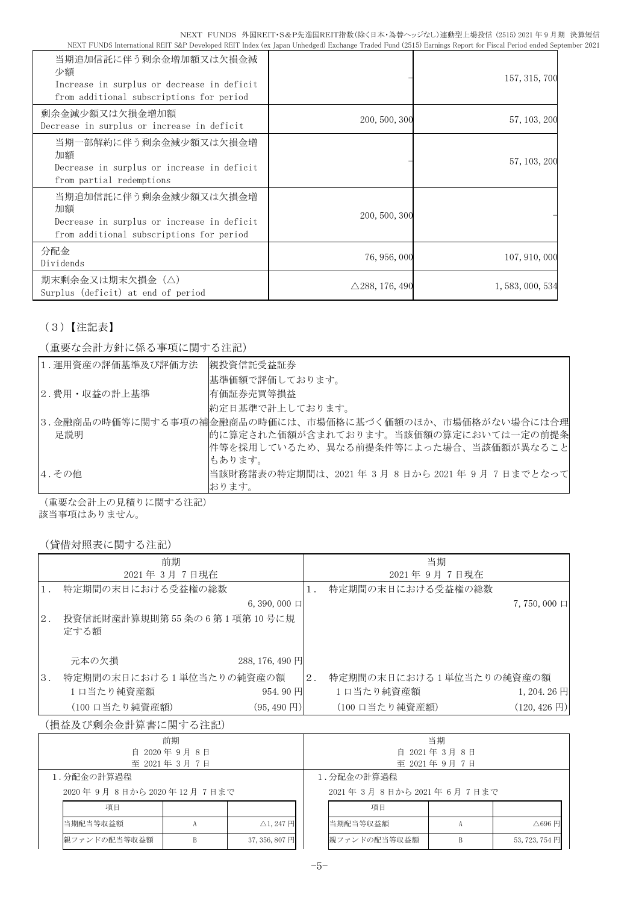| | | |
|---|---|---|
| 当期追加信託に伴う剰余金増加額又は欠損金減少額<br>Increase in surplus or decrease in deficit from additional subscriptions for period | – | 157,315,700 |
| 剰余金減少額又は欠損金増加額<br>Decrease in surplus or increase in deficit | 200,500,300 | 57,103,200 |
| 当期一部解約に伴う剰余金減少額又は欠損金増加額<br>Decrease in surplus or increase in deficit from partial redemptions | – | 57,103,200 |
| 当期追加信託に伴う剰余金減少額又は欠損金増加額<br>Decrease in surplus or increase in deficit from additional subscriptions for period | 200,500,300 | – |
| 分配金<br>Dividends | 76,956,000 | 107,910,000 |
| 期末剰余金又は期末欠損金（△）<br>Surplus (deficit) at end of period | △288,176,490 | 1,583,000,534 |

（3）【注記表】

（重要な会計方針に係る事項に関する注記）

| | |
|---|---|
| 1.運用資産の評価基準及び評価方法 | 親投資信託受益証券<br>基準価額で評価しております。 |
| 2.費用・収益の計上基準 | 有価証券売買等損益<br>約定日基準で計上しております。 |
| 3.金融商品の時価等に関する事項の補足説明 | 金融商品の時価には、市場価格に基づく価額のほか、市場価格がない場合には合理的に算定された価額が含まれております。当該価額の算定においては一定の前提条件等を採用しているため、異なる前提条件等によった場合、当該価額が異なることもあります。 |
| 4.その他 | 当該財務諸表の特定期間は、2021 年 3 月 8 日から 2021 年 9 月 7 日までとなっております。 |

（重要な会計上の見積りに関する注記）
該当事項はありません。

（貸借対照表に関する注記）

| 前期<br>2021 年 3 月 7 日現在 | | 当期<br>2021 年 9 月 7 日現在 | |
|---|---|---|---|
| 1. 特定期間の末日における受益権の総数 | 6,390,000 口 | 1. 特定期間の末日における受益権の総数 | 7,750,000 口 |
| 2. 投資信託財産計算規則第 55 条の 6 第 1 項第 10 号に規定する額 | | | |
| 元本の欠損 | 288,176,490 円 | | |
| 3. 特定期間の末日における 1 単位当たりの純資産の額 | | 2. 特定期間の末日における 1 単位当たりの純資産の額 | |
| 1 口当たり純資産額 | 954.90 円 | 1 口当たり純資産額 | 1,204.26 円 |
| （100 口当たり純資産額） | (95,490 円) | （100 口当たり純資産額） | (120,426 円) |

（損益及び剰余金計算書に関する注記）

| 前期<br>自 2020 年 9 月 8 日<br>至 2021 年 3 月 7 日 | | | 当期<br>自 2021 年 3 月 8 日<br>至 2021 年 9 月 7 日 | | |
|---|---|---|---|---|---|
| 1.分配金の計算過程 | | | 1.分配金の計算過程 | | |
| 2020 年 9 月 8 日から 2020 年 12 月 7 日まで | | | 2021 年 3 月 8 日から 2021 年 6 月 7 日まで | | |
| 項目 | | | 項目 | | |
| 当期配当等収益額 | A | △1,247 円 | 当期配当等収益額 | A | △696 円 |
| 親ファンドの配当等収益額 | B | 37,356,807 円 | 親ファンドの配当等収益額 | B | 53,723,754 円 |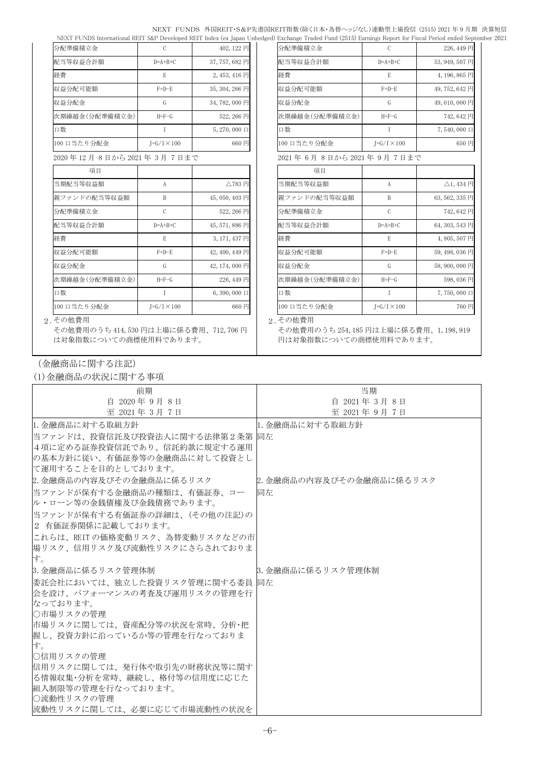| | | |
|---|---|---|
| 分配準備積立金 | C | 402,122 円 |
| 配当等収益合計額 | D=A+B+C | 37,757,682 円 |
| 経費 | E | 2,453,416 円 |
| 収益分配可能額 | F=D−E | 35,304,266 円 |
| 収益分配金 | G | 34,782,000 円 |
| 次期繰越金(分配準備積立金) | H=F−G | 522,266 円 |
| 口数 | I | 5,270,000 口 |
| 100 口当たり分配金 | J=G/I×100 | 660 円 |

2020 年 12 月 8 日から 2021 年 3 月 7 日まで

| 項目 | | |
|---|---|---|
| 当期配当等収益額 | A | △783 円 |
| 親ファンドの配当等収益額 | B | 45,050,403 円 |
| 分配準備積立金 | C | 522,266 円 |
| 配当等収益合計額 | D=A+B+C | 45,571,886 円 |
| 経費 | E | 3,171,437 円 |
| 収益分配可能額 | F=D−E | 42,400,449 円 |
| 収益分配金 | G | 42,174,000 円 |
| 次期繰越金(分配準備積立金) | H=F−G | 226,449 円 |
| 口数 | I | 6,390,000 口 |
| 100 口当たり分配金 | J=G/I×100 | 660 円 |

2．その他費用
その他費用のうち 414,530 円は上場に係る費用、712,706 円は対象指数についての商標使用料であります。

| | | |
|---|---|---|
| 分配準備積立金 | C | 226,449 円 |
| 配当等収益合計額 | D=A+B+C | 53,949,507 円 |
| 経費 | E | 4,196,865 円 |
| 収益分配可能額 | F=D−E | 49,752,642 円 |
| 収益分配金 | G | 49,010,000 円 |
| 次期繰越金(分配準備積立金) | H=F−G | 742,642 円 |
| 口数 | I | 7,540,000 口 |
| 100 口当たり分配金 | J=G/I×100 | 650 円 |

2021 年 6 月 8 日から 2021 年 9 月 7 日まで

| 項目 | | |
|---|---|---|
| 当期配当等収益額 | A | △1,434 円 |
| 親ファンドの配当等収益額 | B | 63,562,335 円 |
| 分配準備積立金 | C | 742,642 円 |
| 配当等収益合計額 | D=A+B+C | 64,303,543 円 |
| 経費 | E | 4,805,507 円 |
| 収益分配可能額 | F=D−E | 59,498,036 円 |
| 収益分配金 | G | 58,900,000 円 |
| 次期繰越金(分配準備積立金) | H=F−G | 598,036 円 |
| 口数 | I | 7,750,000 口 |
| 100 口当たり分配金 | J=G/I×100 | 760 円 |

2．その他費用
その他費用のうち 254,185 円は上場に係る費用、1,198,919 円は対象指数についての商標使用料であります。

（金融商品に関する注記）

(1)金融商品の状況に関する事項

| 前期<br>自 2020 年 9 月 8 日<br>至 2021 年 3 月 7 日 | 当期<br>自 2021 年 3 月 8 日<br>至 2021 年 9 月 7 日 |
|---|---|
| 1．金融商品に対する取組方針<br>当ファンドは、投資信託及び投資法人に関する法律第２条第４項に定める証券投資信託であり、信託約款に規定する運用の基本方針に従い、有価証券等の金融商品に対して投資として運用することを目的としております。 | 1．金融商品に対する取組方針<br>同左 |
| 2．金融商品の内容及びその金融商品に係るリスク<br>当ファンドが保有する金融商品の種類は、有価証券、コール・ローン等の金銭債権及び金銭債務であります。<br>当ファンドが保有する有価証券の詳細は、(その他の注記)の２ 有価証券関係に記載しております。<br>これらは、REIT の価格変動リスク、為替変動リスクなどの市場リスク、信用リスク及び流動性リスクにさらされております。 | 2．金融商品の内容及びその金融商品に係るリスク<br>同左 |
| 3．金融商品に係るリスク管理体制<br>委託会社においては、独立した投資リスク管理に関する委員会を設け、パフォーマンスの考査及び運用リスクの管理を行なっております。<br>○市場リスクの管理<br>市場リスクに関しては、資産配分等の状況を常時、分析・把握し、投資方針に沿っているか等の管理を行なっております。<br>○信用リスクの管理<br>信用リスクに関しては、発行体や取引先の財務状況等に関する情報収集・分析を常時、継続し、格付等の信用度に応じた組入制限等の管理を行なっております。<br>○流動性リスクの管理<br>流動性リスクに関しては、必要に応じて市場流動性の状況を | 3．金融商品に係るリスク管理体制<br>同左 |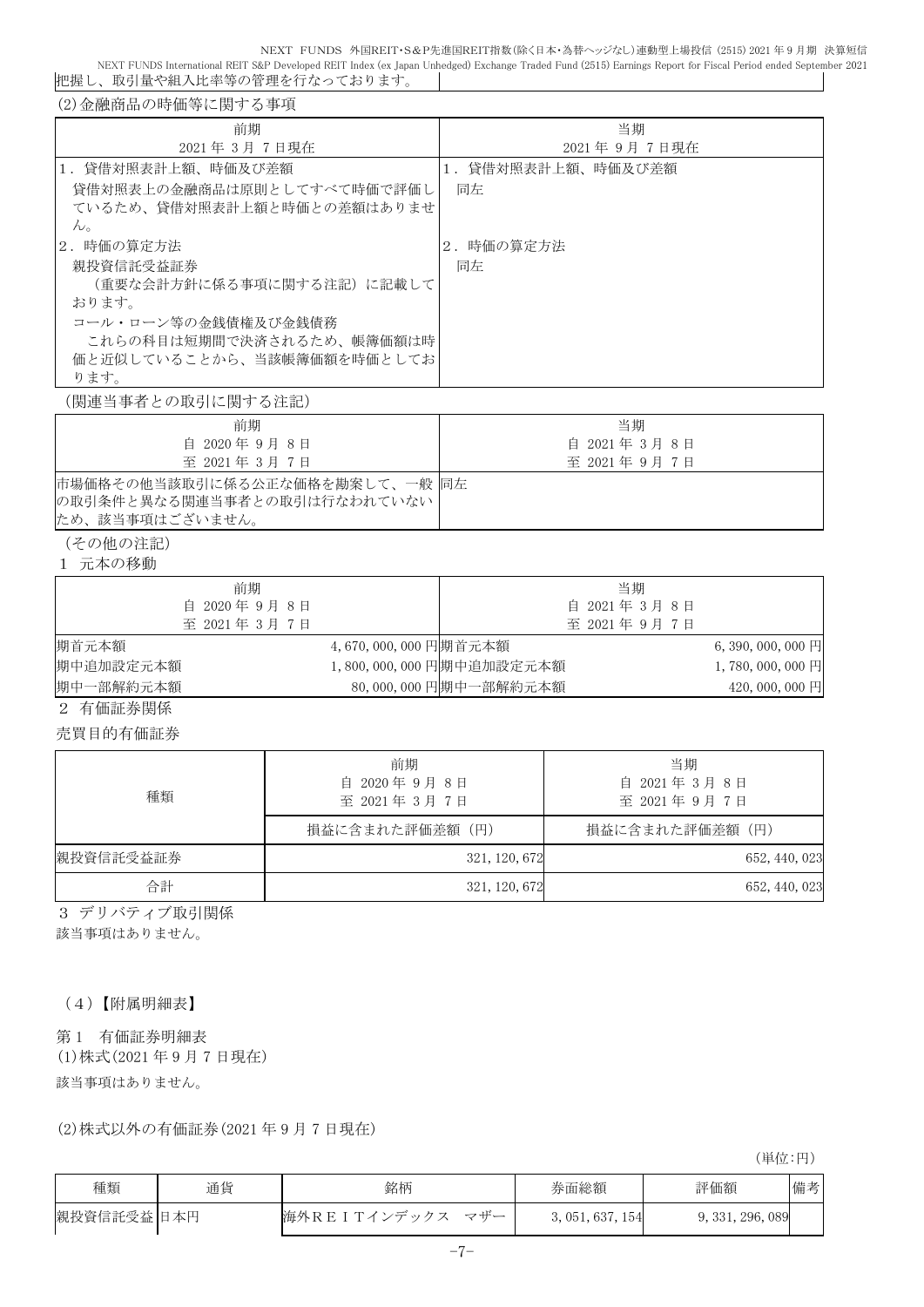把握し、取引量や組入比率等の管理を行なっております。

(2)金融商品の時価等に関する事項

| 前期<br>2021 年 3 月 7 日現在 | 当期<br>2021 年 9 月 7 日現在 |
|---|---|
| 1．貸借対照表計上額、時価及び差額<br>貸借対照表上の金融商品は原則としてすべて時価で評価しているため、貸借対照表計上額と時価との差額はありません。 | 1．貸借対照表計上額、時価及び差額<br>同左 |
| 2．時価の算定方法<br>親投資信託受益証券<br>（重要な会計方針に係る事項に関する注記）に記載しております。<br>コール・ローン等の金銭債権及び金銭債務<br>これらの科目は短期間で決済されるため、帳簿価額は時価と近似していることから、当該帳簿価額を時価としております。 | 2．時価の算定方法<br>同左 |

（関連当事者との取引に関する注記）

| 前期<br>自 2020 年 9 月 8 日<br>至 2021 年 3 月 7 日 | 当期<br>自 2021 年 3 月 8 日<br>至 2021 年 9 月 7 日 |
|---|---|
| 市場価格その他当該取引に係る公正な価格を勘案して、一般の取引条件と異なる関連当事者との取引は行なわれていないため、該当事項はございません。 | 同左 |

（その他の注記）

1 元本の移動

| 前期<br>自 2020 年 9 月 8 日<br>至 2021 年 3 月 7 日 | | 当期<br>自 2021 年 3 月 8 日<br>至 2021 年 9 月 7 日 | |
|---|---|---|---|
| 期首元本額 | 4,670,000,000 円 | 期首元本額 | 6,390,000,000 円 |
| 期中追加設定元本額 | 1,800,000,000 円 | 期中追加設定元本額 | 1,780,000,000 円 |
| 期中一部解約元本額 | 80,000,000 円 | 期中一部解約元本額 | 420,000,000 円 |

2 有価証券関係

売買目的有価証券

| 種類 | 前期<br>自 2020 年 9 月 8 日<br>至 2021 年 3 月 7 日 | 当期<br>自 2021 年 3 月 8 日<br>至 2021 年 9 月 7 日 |
|---|---|---|
| | 損益に含まれた評価差額（円） | 損益に含まれた評価差額（円） |
| 親投資信託受益証券 | 321,120,672 | 652,440,023 |
| 合計 | 321,120,672 | 652,440,023 |

3 デリバティブ取引関係

該当事項はありません。

（4）【附属明細表】

第1 有価証券明細表

(1)株式(2021 年 9 月 7 日現在)

該当事項はありません。

(2)株式以外の有価証券(2021 年 9 月 7 日現在)

(単位:円)

| 種類 | 通貨 | 銘柄 | 券面総額 | 評価額 | 備考 |
|---|---|---|---|---|---|
| 親投資信託受益 | 日本円 | 海外ＲＥＩＴインデックス マザー | 3,051,637,154 | 9,331,296,089 | |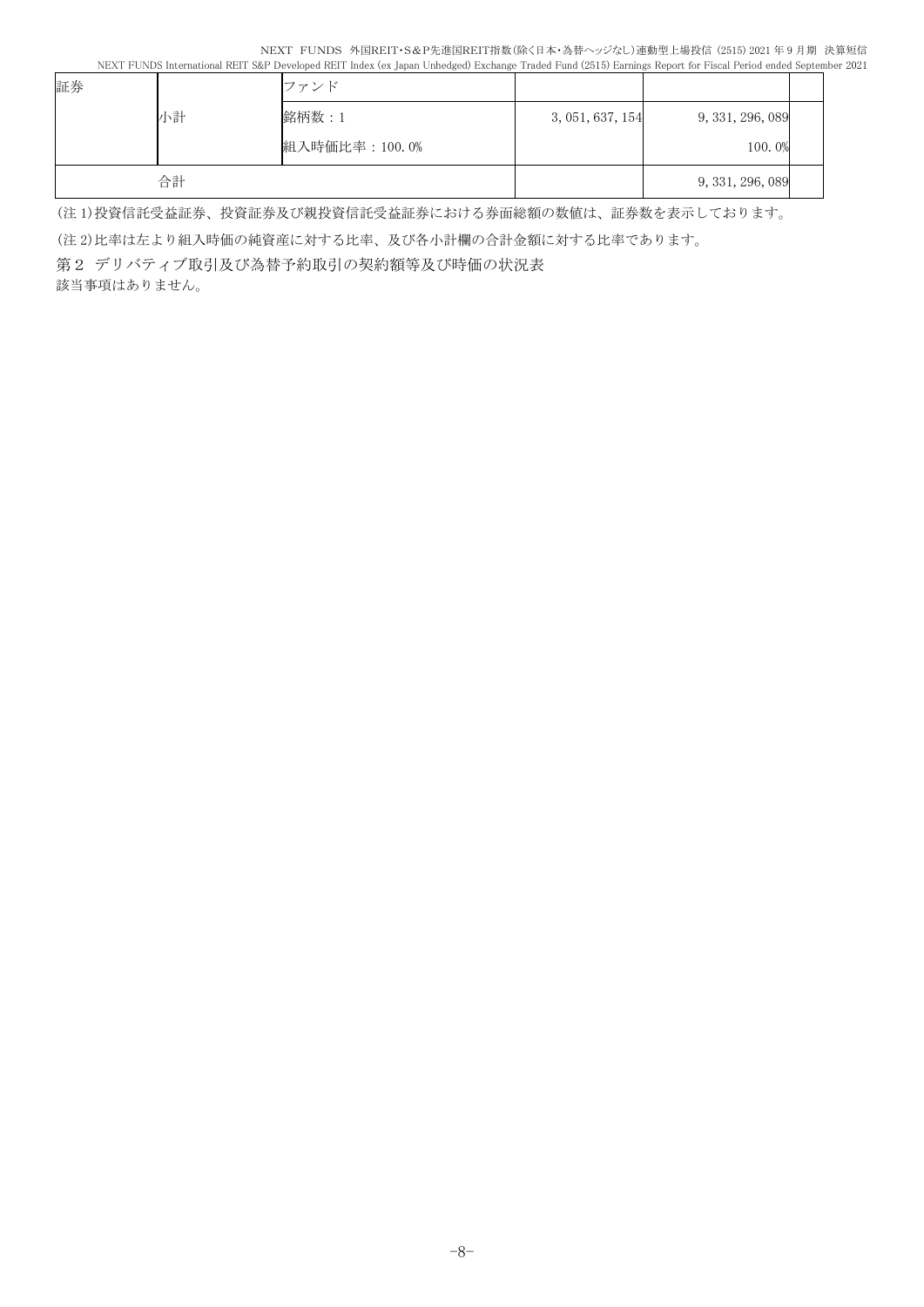| | | | | | |
|---|---|---|---|---|---|
| 証券 | | ファンド | | | |
| | 小計 | 銘柄数：1 | 3, 051, 637, 154 | 9, 331, 296, 089 | |
| | | 組入時価比率：100. 0% | | 100. 0% | |
| 合計 | | | | 9, 331, 296, 089 | |

(注 1)投資信託受益証券、投資証券及び親投資信託受益証券における券面総額の数値は、証券数を表示しております。

(注 2)比率は左より組入時価の純資産に対する比率、及び各小計欄の合計金額に対する比率であります。

第２ デリバティブ取引及び為替予約取引の契約額等及び時価の状況表

該当事項はありません。